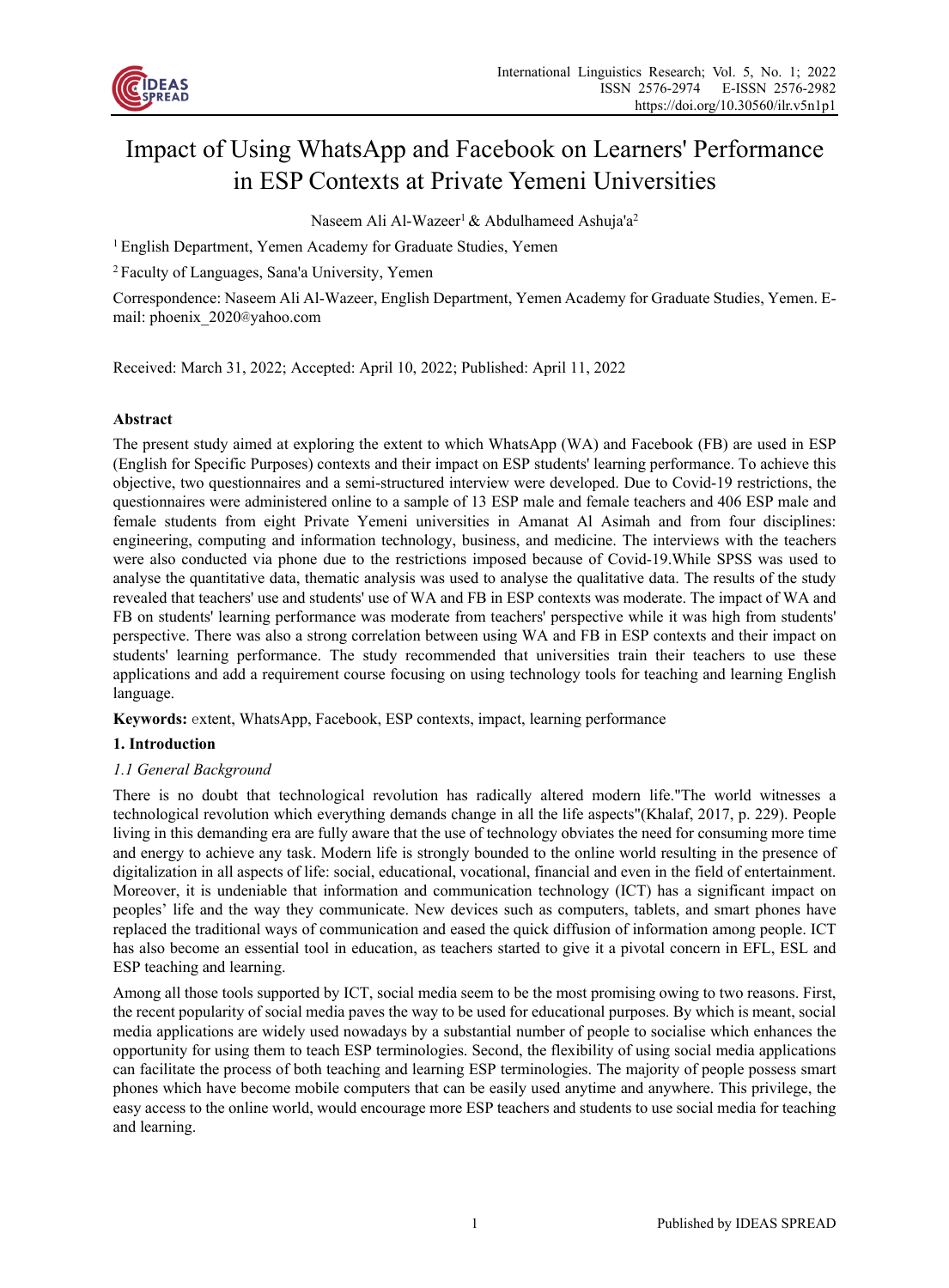# Impact of Using WhatsApp and Facebook on Learners' Performance in ESP Contexts at Private Yemeni Universities

Naseem Ali Al-Wazeer[1] & Abdulhameed Ashuja'a[2]

[1] English Department, Yemen Academy for Graduate Studies, Yemen

[2] Faculty of Languages, Sana'a University, Yemen

Correspondence: Naseem Ali Al-Wazeer, English Department, Yemen Academy for Graduate Studies, Yemen. E-mail: phoenix_2020@yahoo.com

Received: March 31, 2022; Accepted: April 10, 2022; Published: April 11, 2022

**Abstract**

The present study aimed at exploring the extent to which WhatsApp (WA) and Facebook (FB) are used in ESP (English for Specific Purposes) contexts and their impact on ESP students' learning performance. To achieve this objective, two questionnaires and a semi-structured interview were developed. Due to Covid-19 restrictions, the questionnaires were administered online to a sample of 13 ESP male and female teachers and 406 ESP male and female students from eight Private Yemeni universities in Amanat Al Asimah and from four disciplines: engineering, computing and information technology, business, and medicine. The interviews with the teachers were also conducted via phone due to the restrictions imposed because of Covid-19.While SPSS was used to analyse the quantitative data, thematic analysis was used to analyse the qualitative data. The results of the study revealed that teachers' use and students' use of WA and FB in ESP contexts was moderate. The impact of WA and FB on students' learning performance was moderate from teachers' perspective while it was high from students' perspective. There was also a strong correlation between using WA and FB in ESP contexts and their impact on students' learning performance. The study recommended that universities train their teachers to use these applications and add a requirement course focusing on using technology tools for teaching and learning English language.

**Keywords:** extent, WhatsApp, Facebook, ESP contexts, impact, learning performance

## 1. Introduction

### *1.1 General Background*

There is no doubt that technological revolution has radically altered modern life."The world witnesses a technological revolution which everything demands change in all the life aspects"(Khalaf, 2017, p. 229). People living in this demanding era are fully aware that the use of technology obviates the need for consuming more time and energy to achieve any task. Modern life is strongly bounded to the online world resulting in the presence of digitalization in all aspects of life: social, educational, vocational, financial and even in the field of entertainment. Moreover, it is undeniable that information and communication technology (ICT) has a significant impact on peoples' life and the way they communicate. New devices such as computers, tablets, and smart phones have replaced the traditional ways of communication and eased the quick diffusion of information among people. ICT has also become an essential tool in education, as teachers started to give it a pivotal concern in EFL, ESL and ESP teaching and learning.

Among all those tools supported by ICT, social media seem to be the most promising owing to two reasons. First, the recent popularity of social media paves the way to be used for educational purposes. By which is meant, social media applications are widely used nowadays by a substantial number of people to socialise which enhances the opportunity for using them to teach ESP terminologies. Second, the flexibility of using social media applications can facilitate the process of both teaching and learning ESP terminologies. The majority of people possess smart phones which have become mobile computers that can be easily used anytime and anywhere. This privilege, the easy access to the online world, would encourage more ESP teachers and students to use social media for teaching and learning.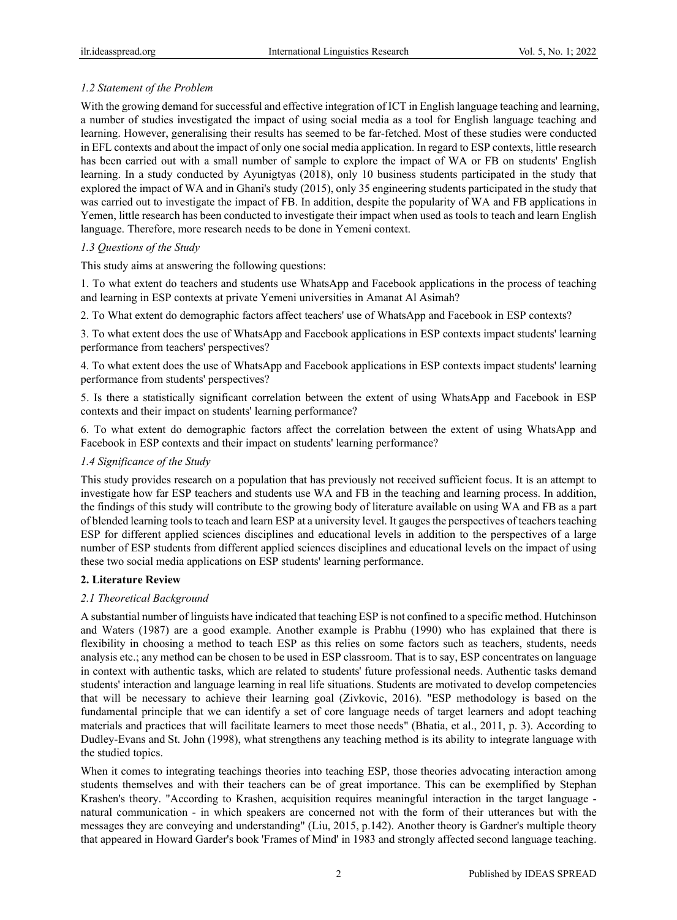### *1.2 Statement of the Problem*

With the growing demand for successful and effective integration of ICT in English language teaching and learning, a number of studies investigated the impact of using social media as a tool for English language teaching and learning. However, generalising their results has seemed to be far-fetched. Most of these studies were conducted in EFL contexts and about the impact of only one social media application. In regard to ESP contexts, little research has been carried out with a small number of sample to explore the impact of WA or FB on students' English learning. In a study conducted by Ayunigtyas (2018), only 10 business students participated in the study that explored the impact of WA and in Ghani's study (2015), only 35 engineering students participated in the study that was carried out to investigate the impact of FB. In addition, despite the popularity of WA and FB applications in Yemen, little research has been conducted to investigate their impact when used as tools to teach and learn English language. Therefore, more research needs to be done in Yemeni context.

### *1.3 Questions of the Study*

This study aims at answering the following questions:

1. To what extent do teachers and students use WhatsApp and Facebook applications in the process of teaching and learning in ESP contexts at private Yemeni universities in Amanat Al Asimah?

2. To What extent do demographic factors affect teachers' use of WhatsApp and Facebook in ESP contexts?

3. To what extent does the use of WhatsApp and Facebook applications in ESP contexts impact students' learning performance from teachers' perspectives?

4. To what extent does the use of WhatsApp and Facebook applications in ESP contexts impact students' learning performance from students' perspectives?

5. Is there a statistically significant correlation between the extent of using WhatsApp and Facebook in ESP contexts and their impact on students' learning performance?

6. To what extent do demographic factors affect the correlation between the extent of using WhatsApp and Facebook in ESP contexts and their impact on students' learning performance?

### *1.4 Significance of the Study*

This study provides research on a population that has previously not received sufficient focus. It is an attempt to investigate how far ESP teachers and students use WA and FB in the teaching and learning process. In addition, the findings of this study will contribute to the growing body of literature available on using WA and FB as a part of blended learning tools to teach and learn ESP at a university level. It gauges the perspectives of teachers teaching ESP for different applied sciences disciplines and educational levels in addition to the perspectives of a large number of ESP students from different applied sciences disciplines and educational levels on the impact of using these two social media applications on ESP students' learning performance.

## **2. Literature Review**

### *2.1 Theoretical Background*

A substantial number of linguists have indicated that teaching ESP is not confined to a specific method. Hutchinson and Waters (1987) are a good example. Another example is Prabhu (1990) who has explained that there is flexibility in choosing a method to teach ESP as this relies on some factors such as teachers, students, needs analysis etc.; any method can be chosen to be used in ESP classroom. That is to say, ESP concentrates on language in context with authentic tasks, which are related to students' future professional needs. Authentic tasks demand students' interaction and language learning in real life situations. Students are motivated to develop competencies that will be necessary to achieve their learning goal (Zivkovic, 2016). "ESP methodology is based on the fundamental principle that we can identify a set of core language needs of target learners and adopt teaching materials and practices that will facilitate learners to meet those needs" (Bhatia, et al., 2011, p. 3). According to Dudley-Evans and St. John (1998), what strengthens any teaching method is its ability to integrate language with the studied topics.

When it comes to integrating teachings theories into teaching ESP, those theories advocating interaction among students themselves and with their teachers can be of great importance. This can be exemplified by Stephan Krashen's theory. "According to Krashen, acquisition requires meaningful interaction in the target language - natural communication - in which speakers are concerned not with the form of their utterances but with the messages they are conveying and understanding" (Liu, 2015, p.142). Another theory is Gardner's multiple theory that appeared in Howard Garder's book 'Frames of Mind' in 1983 and strongly affected second language teaching.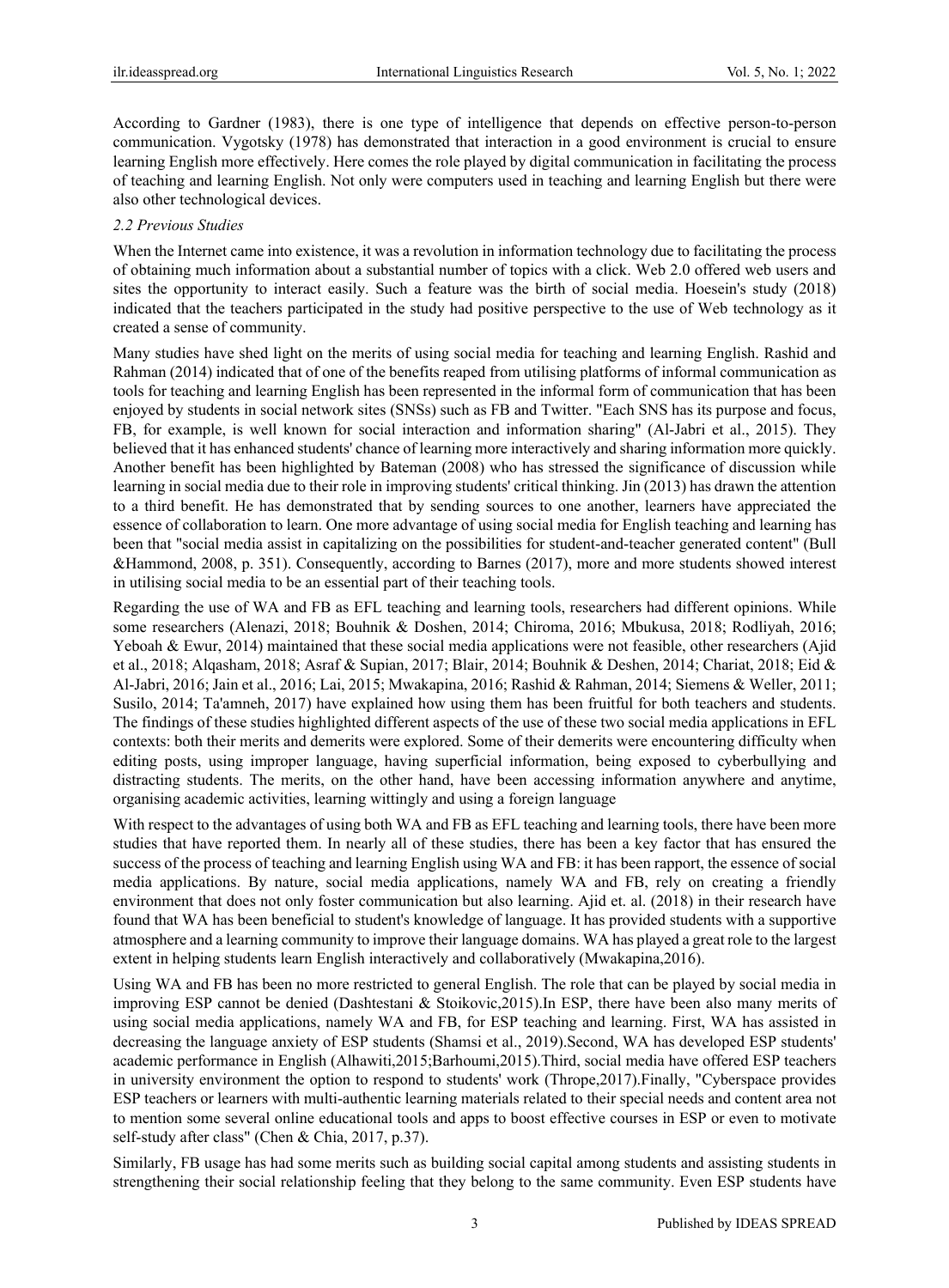According to Gardner (1983), there is one type of intelligence that depends on effective person-to-person communication. Vygotsky (1978) has demonstrated that interaction in a good environment is crucial to ensure learning English more effectively. Here comes the role played by digital communication in facilitating the process of teaching and learning English. Not only were computers used in teaching and learning English but there were also other technological devices.

### *2.2 Previous Studies*

When the Internet came into existence, it was a revolution in information technology due to facilitating the process of obtaining much information about a substantial number of topics with a click. Web 2.0 offered web users and sites the opportunity to interact easily. Such a feature was the birth of social media. Hoesein's study (2018) indicated that the teachers participated in the study had positive perspective to the use of Web technology as it created a sense of community.

Many studies have shed light on the merits of using social media for teaching and learning English. Rashid and Rahman (2014) indicated that of one of the benefits reaped from utilising platforms of informal communication as tools for teaching and learning English has been represented in the informal form of communication that has been enjoyed by students in social network sites (SNSs) such as FB and Twitter. "Each SNS has its purpose and focus, FB, for example, is well known for social interaction and information sharing" (Al-Jabri et al., 2015). They believed that it has enhanced students' chance of learning more interactively and sharing information more quickly. Another benefit has been highlighted by Bateman (2008) who has stressed the significance of discussion while learning in social media due to their role in improving students' critical thinking. Jin (2013) has drawn the attention to a third benefit. He has demonstrated that by sending sources to one another, learners have appreciated the essence of collaboration to learn. One more advantage of using social media for English teaching and learning has been that "social media assist in capitalizing on the possibilities for student-and-teacher generated content" (Bull &Hammond, 2008, p. 351). Consequently, according to Barnes (2017), more and more students showed interest in utilising social media to be an essential part of their teaching tools.

Regarding the use of WA and FB as EFL teaching and learning tools, researchers had different opinions. While some researchers (Alenazi, 2018; Bouhnik & Doshen, 2014; Chiroma, 2016; Mbukusa, 2018; Rodliyah, 2016; Yeboah & Ewur, 2014) maintained that these social media applications were not feasible, other researchers (Ajid et al., 2018; Alqasham, 2018; Asraf & Supian, 2017; Blair, 2014; Bouhnik & Deshen, 2014; Chariat, 2018; Eid & Al-Jabri, 2016; Jain et al., 2016; Lai, 2015; Mwakapina, 2016; Rashid & Rahman, 2014; Siemens & Weller, 2011; Susilo, 2014; Ta'amneh, 2017) have explained how using them has been fruitful for both teachers and students. The findings of these studies highlighted different aspects of the use of these two social media applications in EFL contexts: both their merits and demerits were explored. Some of their demerits were encountering difficulty when editing posts, using improper language, having superficial information, being exposed to cyberbullying and distracting students. The merits, on the other hand, have been accessing information anywhere and anytime, organising academic activities, learning wittingly and using a foreign language

With respect to the advantages of using both WA and FB as EFL teaching and learning tools, there have been more studies that have reported them. In nearly all of these studies, there has been a key factor that has ensured the success of the process of teaching and learning English using WA and FB: it has been rapport, the essence of social media applications. By nature, social media applications, namely WA and FB, rely on creating a friendly environment that does not only foster communication but also learning. Ajid et. al. (2018) in their research have found that WA has been beneficial to student's knowledge of language. It has provided students with a supportive atmosphere and a learning community to improve their language domains. WA has played a great role to the largest extent in helping students learn English interactively and collaboratively (Mwakapina,2016).

Using WA and FB has been no more restricted to general English. The role that can be played by social media in improving ESP cannot be denied (Dashtestani & Stoikovic,2015).In ESP, there have been also many merits of using social media applications, namely WA and FB, for ESP teaching and learning. First, WA has assisted in decreasing the language anxiety of ESP students (Shamsi et al., 2019).Second, WA has developed ESP students' academic performance in English (Alhawiti,2015;Barhoumi,2015).Third, social media have offered ESP teachers in university environment the option to respond to students' work (Thrope,2017).Finally, "Cyberspace provides ESP teachers or learners with multi-authentic learning materials related to their special needs and content area not to mention some several online educational tools and apps to boost effective courses in ESP or even to motivate self-study after class" (Chen & Chia, 2017, p.37).

Similarly, FB usage has had some merits such as building social capital among students and assisting students in strengthening their social relationship feeling that they belong to the same community. Even ESP students have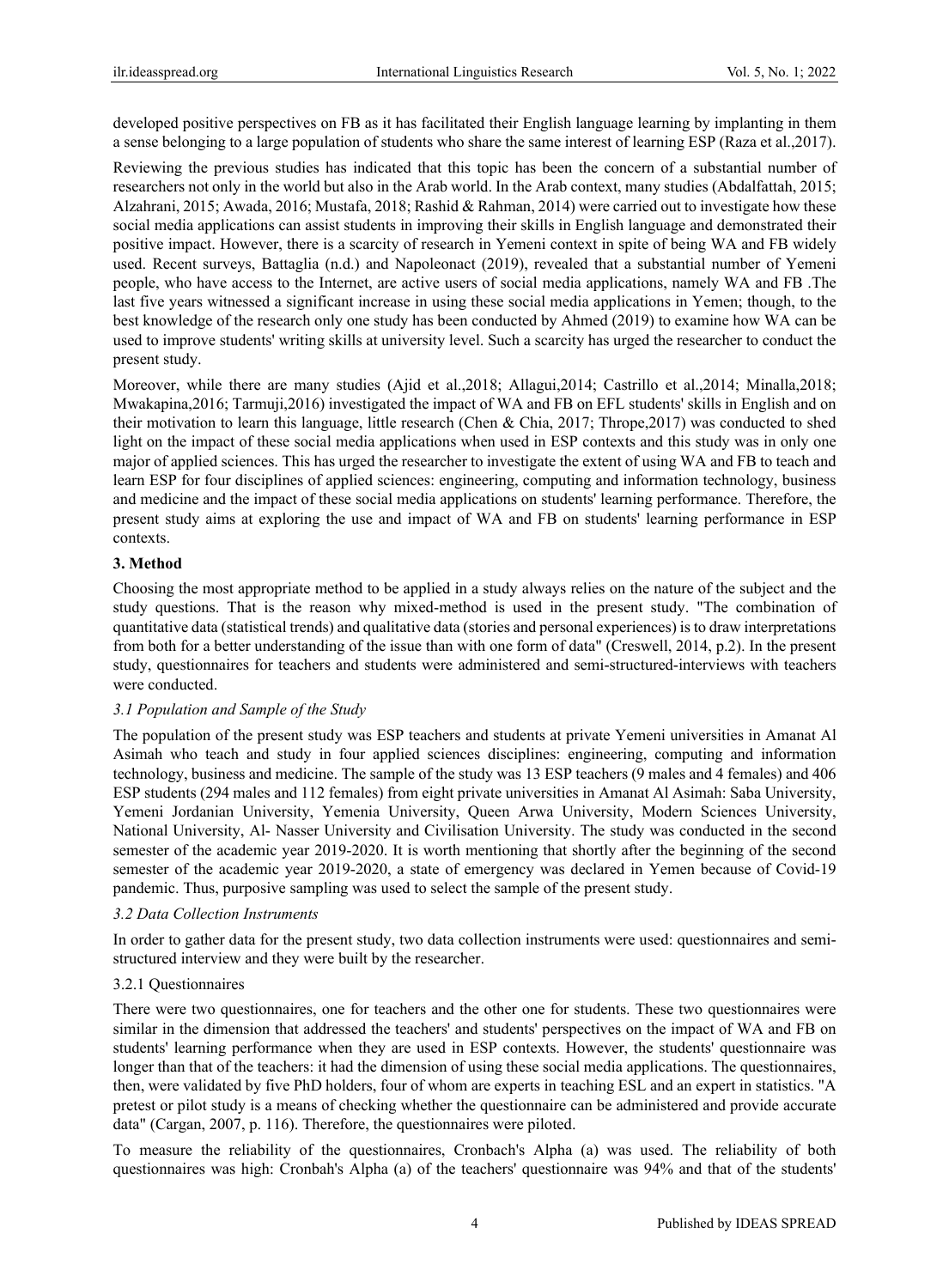developed positive perspectives on FB as it has facilitated their English language learning by implanting in them a sense belonging to a large population of students who share the same interest of learning ESP (Raza et al.,2017).

Reviewing the previous studies has indicated that this topic has been the concern of a substantial number of researchers not only in the world but also in the Arab world. In the Arab context, many studies (Abdalfattah, 2015; Alzahrani, 2015; Awada, 2016; Mustafa, 2018; Rashid & Rahman, 2014) were carried out to investigate how these social media applications can assist students in improving their skills in English language and demonstrated their positive impact. However, there is a scarcity of research in Yemeni context in spite of being WA and FB widely used. Recent surveys, Battaglia (n.d.) and Napoleonact (2019), revealed that a substantial number of Yemeni people, who have access to the Internet, are active users of social media applications, namely WA and FB .The last five years witnessed a significant increase in using these social media applications in Yemen; though, to the best knowledge of the research only one study has been conducted by Ahmed (2019) to examine how WA can be used to improve students' writing skills at university level. Such a scarcity has urged the researcher to conduct the present study.

Moreover, while there are many studies (Ajid et al.,2018; Allagui,2014; Castrillo et al.,2014; Minalla,2018; Mwakapina,2016; Tarmuji,2016) investigated the impact of WA and FB on EFL students' skills in English and on their motivation to learn this language, little research (Chen & Chia, 2017; Thrope,2017) was conducted to shed light on the impact of these social media applications when used in ESP contexts and this study was in only one major of applied sciences. This has urged the researcher to investigate the extent of using WA and FB to teach and learn ESP for four disciplines of applied sciences: engineering, computing and information technology, business and medicine and the impact of these social media applications on students' learning performance. Therefore, the present study aims at exploring the use and impact of WA and FB on students' learning performance in ESP contexts.

## 3. Method

Choosing the most appropriate method to be applied in a study always relies on the nature of the subject and the study questions. That is the reason why mixed-method is used in the present study. "The combination of quantitative data (statistical trends) and qualitative data (stories and personal experiences) is to draw interpretations from both for a better understanding of the issue than with one form of data" (Creswell, 2014, p.2). In the present study, questionnaires for teachers and students were administered and semi-structured-interviews with teachers were conducted.

### *3.1 Population and Sample of the Study*

The population of the present study was ESP teachers and students at private Yemeni universities in Amanat Al Asimah who teach and study in four applied sciences disciplines: engineering, computing and information technology, business and medicine. The sample of the study was 13 ESP teachers (9 males and 4 females) and 406 ESP students (294 males and 112 females) from eight private universities in Amanat Al Asimah: Saba University, Yemeni Jordanian University, Yemenia University, Queen Arwa University, Modern Sciences University, National University, Al- Nasser University and Civilisation University. The study was conducted in the second semester of the academic year 2019-2020. It is worth mentioning that shortly after the beginning of the second semester of the academic year 2019-2020, a state of emergency was declared in Yemen because of Covid-19 pandemic. Thus, purposive sampling was used to select the sample of the present study.

### *3.2 Data Collection Instruments*

In order to gather data for the present study, two data collection instruments were used: questionnaires and semi-structured interview and they were built by the researcher.

#### 3.2.1 Questionnaires

There were two questionnaires, one for teachers and the other one for students. These two questionnaires were similar in the dimension that addressed the teachers' and students' perspectives on the impact of WA and FB on students' learning performance when they are used in ESP contexts. However, the students' questionnaire was longer than that of the teachers: it had the dimension of using these social media applications. The questionnaires, then, were validated by five PhD holders, four of whom are experts in teaching ESL and an expert in statistics. "A pretest or pilot study is a means of checking whether the questionnaire can be administered and provide accurate data" (Cargan, 2007, p. 116). Therefore, the questionnaires were piloted.

To measure the reliability of the questionnaires, Cronbach's Alpha (a) was used. The reliability of both questionnaires was high: Cronbah's Alpha (a) of the teachers' questionnaire was 94% and that of the students'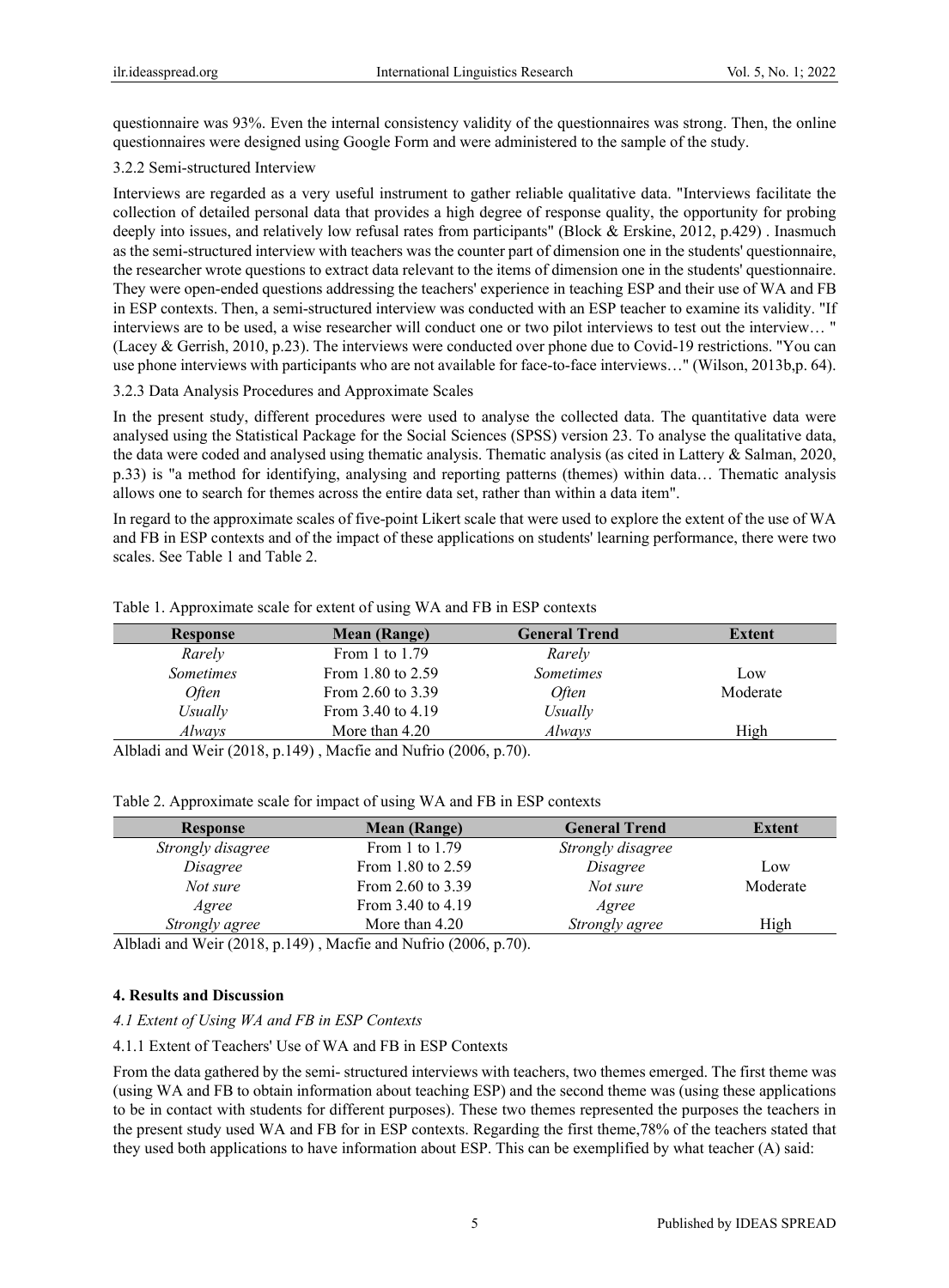questionnaire was 93%. Even the internal consistency validity of the questionnaires was strong. Then, the online questionnaires were designed using Google Form and were administered to the sample of the study.

#### 3.2.2 Semi-structured Interview

Interviews are regarded as a very useful instrument to gather reliable qualitative data. "Interviews facilitate the collection of detailed personal data that provides a high degree of response quality, the opportunity for probing deeply into issues, and relatively low refusal rates from participants" (Block & Erskine, 2012, p.429) . Inasmuch as the semi-structured interview with teachers was the counter part of dimension one in the students' questionnaire, the researcher wrote questions to extract data relevant to the items of dimension one in the students' questionnaire. They were open-ended questions addressing the teachers' experience in teaching ESP and their use of WA and FB in ESP contexts. Then, a semi-structured interview was conducted with an ESP teacher to examine its validity. "If interviews are to be used, a wise researcher will conduct one or two pilot interviews to test out the interview… " (Lacey & Gerrish, 2010, p.23). The interviews were conducted over phone due to Covid-19 restrictions. "You can use phone interviews with participants who are not available for face-to-face interviews…" (Wilson, 2013b,p. 64).

#### 3.2.3 Data Analysis Procedures and Approximate Scales

In the present study, different procedures were used to analyse the collected data. The quantitative data were analysed using the Statistical Package for the Social Sciences (SPSS) version 23. To analyse the qualitative data, the data were coded and analysed using thematic analysis. Thematic analysis (as cited in Lattery & Salman, 2020, p.33) is "a method for identifying, analysing and reporting patterns (themes) within data… Thematic analysis allows one to search for themes across the entire data set, rather than within a data item".

In regard to the approximate scales of five-point Likert scale that were used to explore the extent of the use of WA and FB in ESP contexts and of the impact of these applications on students' learning performance, there were two scales. See Table 1 and Table 2.

Table 1. Approximate scale for extent of using WA and FB in ESP contexts

| Response | Mean (Range) | General Trend | Extent |
|---|---|---|---|
| *Rarely* | From 1 to 1.79 | *Rarely* | |
| *Sometimes* | From 1.80 to 2.59 | *Sometimes* | Low |
| *Often* | From 2.60 to 3.39 | *Often* | Moderate |
| *Usually* | From 3.40 to 4.19 | *Usually* | |
| *Always* | More than 4.20 | *Always* | High |

Albladi and Weir (2018, p.149) , Macfie and Nufrio (2006, p.70).

Table 2. Approximate scale for impact of using WA and FB in ESP contexts

| Response | Mean (Range) | General Trend | Extent |
|---|---|---|---|
| *Strongly disagree* | From 1 to 1.79 | *Strongly disagree* | |
| *Disagree* | From 1.80 to 2.59 | *Disagree* | Low |
| *Not sure* | From 2.60 to 3.39 | *Not sure* | Moderate |
| *Agree* | From 3.40 to 4.19 | *Agree* | |
| *Strongly agree* | More than 4.20 | *Strongly agree* | High |

Albladi and Weir (2018, p.149) , Macfie and Nufrio (2006, p.70).

## 4. Results and Discussion

### *4.1 Extent of Using WA and FB in ESP Contexts*

#### 4.1.1 Extent of Teachers' Use of WA and FB in ESP Contexts

From the data gathered by the semi- structured interviews with teachers, two themes emerged. The first theme was (using WA and FB to obtain information about teaching ESP) and the second theme was (using these applications to be in contact with students for different purposes). These two themes represented the purposes the teachers in the present study used WA and FB for in ESP contexts. Regarding the first theme,78% of the teachers stated that they used both applications to have information about ESP. This can be exemplified by what teacher (A) said: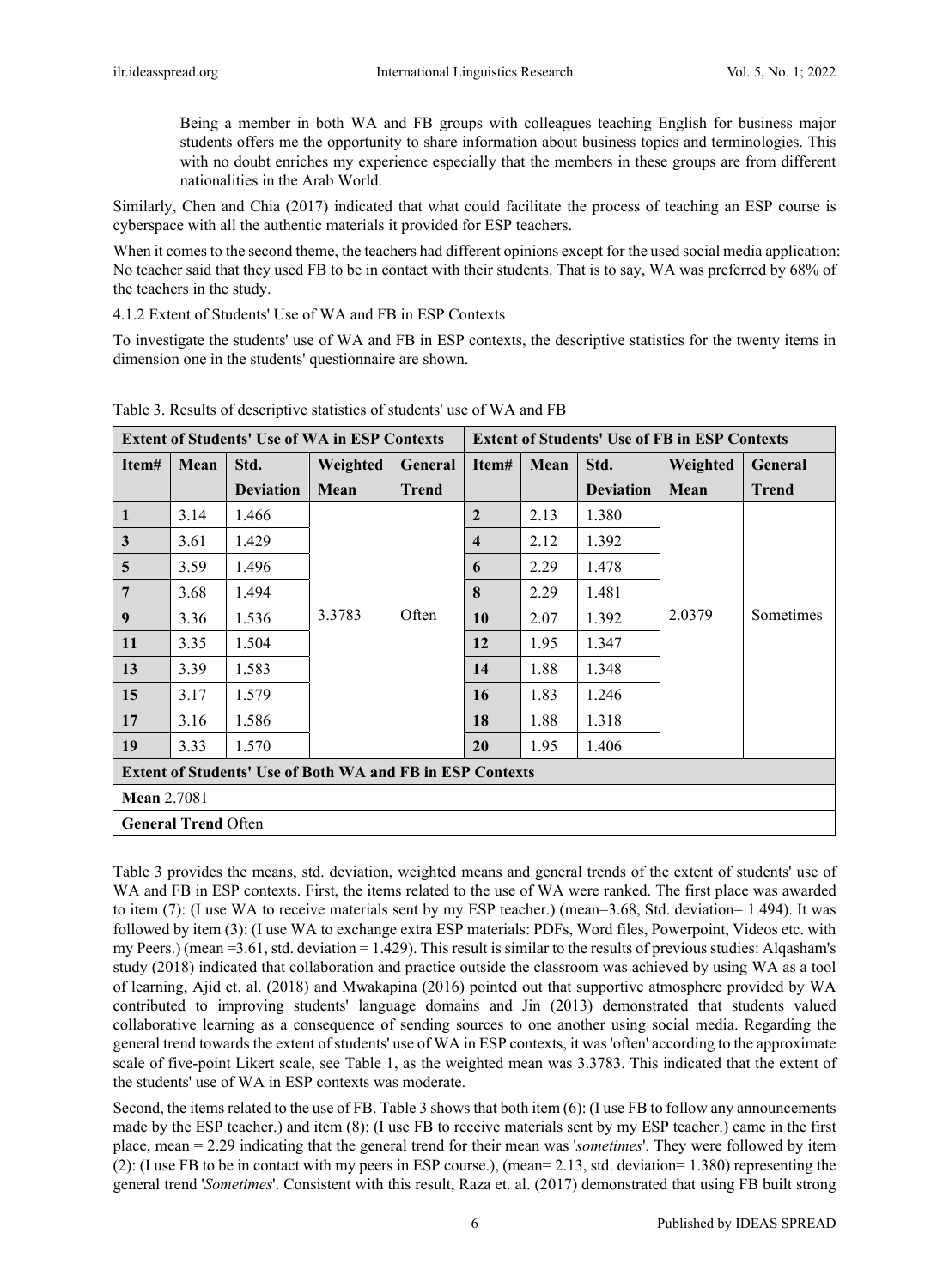> Being a member in both WA and FB groups with colleagues teaching English for business major students offers me the opportunity to share information about business topics and terminologies. This with no doubt enriches my experience especially that the members in these groups are from different nationalities in the Arab World.

Similarly, Chen and Chia (2017) indicated that what could facilitate the process of teaching an ESP course is cyberspace with all the authentic materials it provided for ESP teachers.

When it comes to the second theme, the teachers had different opinions except for the used social media application: No teacher said that they used FB to be in contact with their students. That is to say, WA was preferred by 68% of the teachers in the study.

4.1.2 Extent of Students' Use of WA and FB in ESP Contexts

To investigate the students' use of WA and FB in ESP contexts, the descriptive statistics for the twenty items in dimension one in the students' questionnaire are shown.

Table 3. Results of descriptive statistics of students' use of WA and FB

| **Extent of Students' Use of WA in ESP Contexts** | | | | | **Extent of Students' Use of FB in ESP Contexts** | | | | |
|---|---|---|---|---|---|---|---|---|---|
| **Item#** | **Mean** | **Std. Deviation** | **Weighted Mean** | **General Trend** | **Item#** | **Mean** | **Std. Deviation** | **Weighted Mean** | **General Trend** |
| **1** | 3.14 | 1.466 | 3.3783 | Often | **2** | 2.13 | 1.380 | 2.0379 | Sometimes |
| **3** | 3.61 | 1.429 | | | **4** | 2.12 | 1.392 | | |
| **5** | 3.59 | 1.496 | | | **6** | 2.29 | 1.478 | | |
| **7** | 3.68 | 1.494 | | | **8** | 2.29 | 1.481 | | |
| **9** | 3.36 | 1.536 | | | **10** | 2.07 | 1.392 | | |
| **11** | 3.35 | 1.504 | | | **12** | 1.95 | 1.347 | | |
| **13** | 3.39 | 1.583 | | | **14** | 1.88 | 1.348 | | |
| **15** | 3.17 | 1.579 | | | **16** | 1.83 | 1.246 | | |
| **17** | 3.16 | 1.586 | | | **18** | 1.88 | 1.318 | | |
| **19** | 3.33 | 1.570 | | | **20** | 1.95 | 1.406 | | |
| **Extent of Students' Use of Both WA and FB in ESP Contexts** | | | | | | | | | |
| **Mean** 2.7081 | | | | | | | | | |
| **General Trend** Often | | | | | | | | | |

Table 3 provides the means, std. deviation, weighted means and general trends of the extent of students' use of WA and FB in ESP contexts. First, the items related to the use of WA were ranked. The first place was awarded to item (7): (I use WA to receive materials sent by my ESP teacher.) (mean=3.68, Std. deviation= 1.494). It was followed by item (3): (I use WA to exchange extra ESP materials: PDFs, Word files, Powerpoint, Videos etc. with my Peers.) (mean =3.61, std. deviation = 1.429). This result is similar to the results of previous studies: Alqasham's study (2018) indicated that collaboration and practice outside the classroom was achieved by using WA as a tool of learning, Ajid et. al. (2018) and Mwakapina (2016) pointed out that supportive atmosphere provided by WA contributed to improving students' language domains and Jin (2013) demonstrated that students valued collaborative learning as a consequence of sending sources to one another using social media. Regarding the general trend towards the extent of students' use of WA in ESP contexts, it was 'often' according to the approximate scale of five-point Likert scale, see Table 1, as the weighted mean was 3.3783. This indicated that the extent of the students' use of WA in ESP contexts was moderate.

Second, the items related to the use of FB. Table 3 shows that both item (6): (I use FB to follow any announcements made by the ESP teacher.) and item (8): (I use FB to receive materials sent by my ESP teacher.) came in the first place, mean = 2.29 indicating that the general trend for their mean was '*sometimes*'. They were followed by item (2): (I use FB to be in contact with my peers in ESP course.), (mean= 2.13, std. deviation= 1.380) representing the general trend '*Sometimes*'. Consistent with this result, Raza et. al. (2017) demonstrated that using FB built strong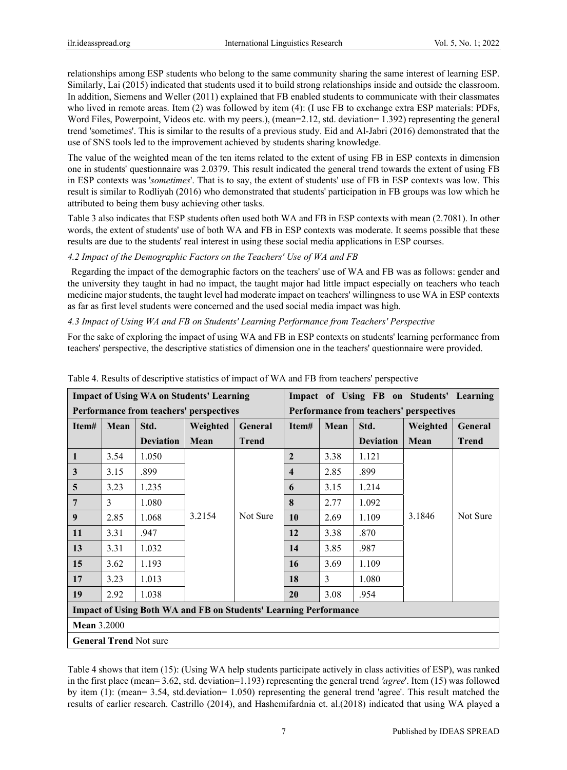relationships among ESP students who belong to the same community sharing the same interest of learning ESP. Similarly, Lai (2015) indicated that students used it to build strong relationships inside and outside the classroom. In addition, Siemens and Weller (2011) explained that FB enabled students to communicate with their classmates who lived in remote areas. Item (2) was followed by item (4): (I use FB to exchange extra ESP materials: PDFs, Word Files, Powerpoint, Videos etc. with my peers.), (mean=2.12, std. deviation= 1.392) representing the general trend 'sometimes'. This is similar to the results of a previous study. Eid and Al-Jabri (2016) demonstrated that the use of SNS tools led to the improvement achieved by students sharing knowledge.

The value of the weighted mean of the ten items related to the extent of using FB in ESP contexts in dimension one in students' questionnaire was 2.0379. This result indicated the general trend towards the extent of using FB in ESP contexts was '*sometimes*'. That is to say, the extent of students' use of FB in ESP contexts was low. This result is similar to Rodliyah (2016) who demonstrated that students' participation in FB groups was low which he attributed to being them busy achieving other tasks.

Table 3 also indicates that ESP students often used both WA and FB in ESP contexts with mean (2.7081). In other words, the extent of students' use of both WA and FB in ESP contexts was moderate. It seems possible that these results are due to the students' real interest in using these social media applications in ESP courses.

*4.2 Impact of the Demographic Factors on the Teachers' Use of WA and FB*

Regarding the impact of the demographic factors on the teachers' use of WA and FB was as follows: gender and the university they taught in had no impact, the taught major had little impact especially on teachers who teach medicine major students, the taught level had moderate impact on teachers' willingness to use WA in ESP contexts as far as first level students were concerned and the used social media impact was high.

*4.3 Impact of Using WA and FB on Students' Learning Performance from Teachers' Perspective*

For the sake of exploring the impact of using WA and FB in ESP contexts on students' learning performance from teachers' perspective, the descriptive statistics of dimension one in the teachers' questionnaire were provided.

Table 4. Results of descriptive statistics of impact of WA and FB from teachers' perspective

| **Impact of Using WA on Students' Learning Performance from teachers' perspectives** | | | | | **Impact of Using FB on Students' Learning Performance from teachers' perspectives** | | | | |
|---|---|---|---|---|---|---|---|---|---|
| **Item#** | **Mean** | **Std. Deviation** | **Weighted Mean** | **General Trend** | **Item#** | **Mean** | **Std. Deviation** | **Weighted Mean** | **General Trend** |
| **1** | 3.54 | 1.050 | 3.2154 | Not Sure | **2** | 3.38 | 1.121 | 3.1846 | Not Sure |
| **3** | 3.15 | .899 | | | **4** | 2.85 | .899 | | |
| **5** | 3.23 | 1.235 | | | **6** | 3.15 | 1.214 | | |
| **7** | 3 | 1.080 | | | **8** | 2.77 | 1.092 | | |
| **9** | 2.85 | 1.068 | | | **10** | 2.69 | 1.109 | | |
| **11** | 3.31 | .947 | | | **12** | 3.38 | .870 | | |
| **13** | 3.31 | 1.032 | | | **14** | 3.85 | .987 | | |
| **15** | 3.62 | 1.193 | | | **16** | 3.69 | 1.109 | | |
| **17** | 3.23 | 1.013 | | | **18** | 3 | 1.080 | | |
| **19** | 2.92 | 1.038 | | | **20** | 3.08 | .954 | | |
| **Impact of Using Both WA and FB on Students' Learning Performance** | | | | | | | | | |
| **Mean** 3.2000 | | | | | | | | | |
| **General Trend** Not sure | | | | | | | | | |

Table 4 shows that item (15): (Using WA help students participate actively in class activities of ESP), was ranked in the first place (mean= 3.62, std. deviation=1.193) representing the general trend *'agree*'. Item (15) was followed by item (1): (mean= 3.54, std.deviation= 1.050) representing the general trend 'agree'. This result matched the results of earlier research. Castrillo (2014), and Hashemifardnia et. al.(2018) indicated that using WA played a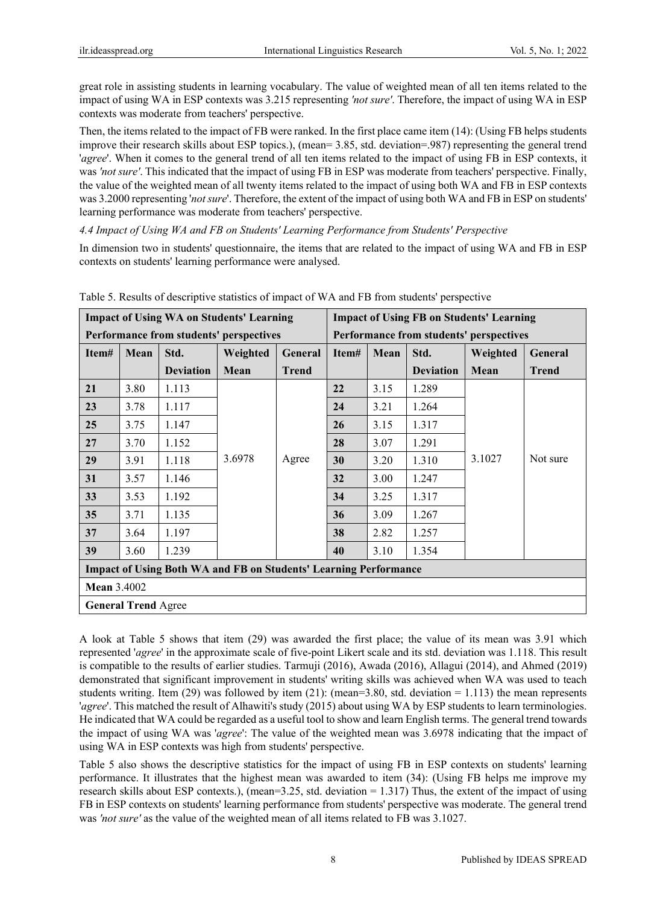great role in assisting students in learning vocabulary. The value of weighted mean of all ten items related to the impact of using WA in ESP contexts was 3.215 representing *'not sure'*. Therefore, the impact of using WA in ESP contexts was moderate from teachers' perspective.

Then, the items related to the impact of FB were ranked. In the first place came item (14): (Using FB helps students improve their research skills about ESP topics.), (mean= 3.85, std. deviation=.987) representing the general trend '*agree*'. When it comes to the general trend of all ten items related to the impact of using FB in ESP contexts, it was *'not sure'*. This indicated that the impact of using FB in ESP was moderate from teachers' perspective. Finally, the value of the weighted mean of all twenty items related to the impact of using both WA and FB in ESP contexts was 3.2000 representing '*not sure*'. Therefore, the extent of the impact of using both WA and FB in ESP on students' learning performance was moderate from teachers' perspective.

*4.4 Impact of Using WA and FB on Students' Learning Performance from Students' Perspective*

In dimension two in students' questionnaire, the items that are related to the impact of using WA and FB in ESP contexts on students' learning performance were analysed.

Table 5. Results of descriptive statistics of impact of WA and FB from students' perspective

| **Impact of Using WA on Students' Learning Performance from students' perspectives** | | | | | **Impact of Using FB on Students' Learning Performance from students' perspectives** | | | | |
|---|---|---|---|---|---|---|---|---|---|
| **Item#** | **Mean** | **Std. Deviation** | **Weighted Mean** | **General Trend** | **Item#** | **Mean** | **Std. Deviation** | **Weighted Mean** | **General Trend** |
| **21** | 3.80 | 1.113 | 3.6978 | Agree | **22** | 3.15 | 1.289 | 3.1027 | Not sure |
| **23** | 3.78 | 1.117 | | | **24** | 3.21 | 1.264 | | |
| **25** | 3.75 | 1.147 | | | **26** | 3.15 | 1.317 | | |
| **27** | 3.70 | 1.152 | | | **28** | 3.07 | 1.291 | | |
| **29** | 3.91 | 1.118 | | | **30** | 3.20 | 1.310 | | |
| **31** | 3.57 | 1.146 | | | **32** | 3.00 | 1.247 | | |
| **33** | 3.53 | 1.192 | | | **34** | 3.25 | 1.317 | | |
| **35** | 3.71 | 1.135 | | | **36** | 3.09 | 1.267 | | |
| **37** | 3.64 | 1.197 | | | **38** | 2.82 | 1.257 | | |
| **39** | 3.60 | 1.239 | | | **40** | 3.10 | 1.354 | | |
| **Impact of Using Both WA and FB on Students' Learning Performance** | | | | | | | | | |
| **Mean** 3.4002 | | | | | | | | | |
| **General Trend** Agree | | | | | | | | | |

A look at Table 5 shows that item (29) was awarded the first place; the value of its mean was 3.91 which represented '*agree*' in the approximate scale of five-point Likert scale and its std. deviation was 1.118. This result is compatible to the results of earlier studies. Tarmuji (2016), Awada (2016), Allagui (2014), and Ahmed (2019) demonstrated that significant improvement in students' writing skills was achieved when WA was used to teach students writing. Item (29) was followed by item (21): (mean=3.80, std. deviation = 1.113) the mean represents '*agree*'. This matched the result of Alhawiti's study (2015) about using WA by ESP students to learn terminologies. He indicated that WA could be regarded as a useful tool to show and learn English terms. The general trend towards the impact of using WA was '*agree*': The value of the weighted mean was 3.6978 indicating that the impact of using WA in ESP contexts was high from students' perspective.

Table 5 also shows the descriptive statistics for the impact of using FB in ESP contexts on students' learning performance. It illustrates that the highest mean was awarded to item (34): (Using FB helps me improve my research skills about ESP contexts.), (mean=3.25, std. deviation = 1.317) Thus, the extent of the impact of using FB in ESP contexts on students' learning performance from students' perspective was moderate. The general trend was *'not sure'* as the value of the weighted mean of all items related to FB was 3.1027.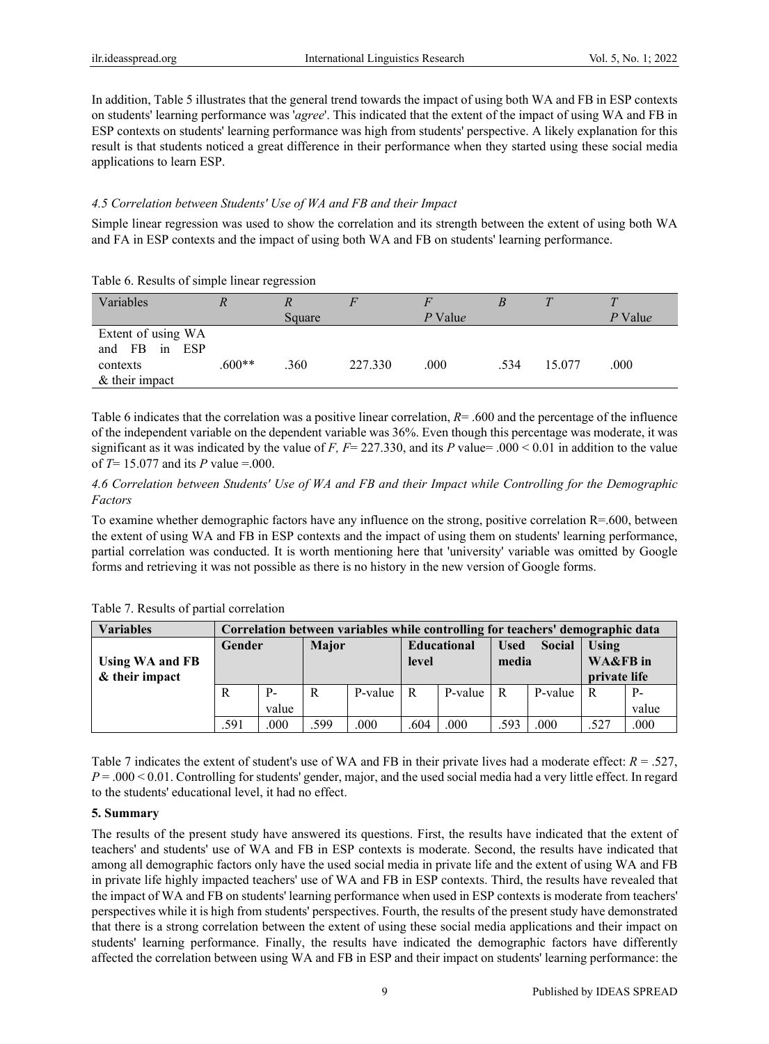In addition, Table 5 illustrates that the general trend towards the impact of using both WA and FB in ESP contexts on students' learning performance was '*agree*'. This indicated that the extent of the impact of using WA and FB in ESP contexts on students' learning performance was high from students' perspective. A likely explanation for this result is that students noticed a great difference in their performance when they started using these social media applications to learn ESP.

### *4.5 Correlation between Students' Use of WA and FB and their Impact*

Simple linear regression was used to show the correlation and its strength between the extent of using both WA and FA in ESP contexts and the impact of using both WA and FB on students' learning performance.

Table 6. Results of simple linear regression

| Variables | *R* | *R* Square | *F* | *F* *P* Value | *B* | *T* | *T* *P* Value |
|---|---|---|---|---|---|---|---|
| Extent of using WA and FB in ESP contexts & their impact | .600** | .360 | 227.330 | .000 | .534 | 15.077 | .000 |

Table 6 indicates that the correlation was a positive linear correlation, $R = .600$ and the percentage of the influence of the independent variable on the dependent variable was 36%. Even though this percentage was moderate, it was significant as it was indicated by the value of $F$, $F = 227.330$, and its $P$ value $= .000 < 0.01$ in addition to the value of $T = 15.077$ and its $P$ value $= .000$.

### *4.6 Correlation between Students' Use of WA and FB and their Impact while Controlling for the Demographic Factors*

To examine whether demographic factors have any influence on the strong, positive correlation R=.600, between the extent of using WA and FB in ESP contexts and the impact of using them on students' learning performance, partial correlation was conducted. It is worth mentioning here that 'university' variable was omitted by Google forms and retrieving it was not possible as there is no history in the new version of Google forms.

Table 7. Results of partial correlation

| **Variables** | **Correlation between variables while controlling for teachers' demographic data** | | | | | | | | | |
|---|---|---|---|---|---|---|---|---|---|---|
| **Using WA and FB & their impact** | **Gender** | | **Major** | | **Educational level** | | **Used Social media** | | **Using WA&FB in private life** | |
| | R | P-value | R | P-value | R | P-value | R | P-value | R | P-value |
| | .591 | .000 | .599 | .000 | .604 | .000 | .593 | .000 | .527 | .000 |

Table 7 indicates the extent of student's use of WA and FB in their private lives had a moderate effect: $R = .527$, $P = .000 < 0.01$. Controlling for students' gender, major, and the used social media had a very little effect. In regard to the students' educational level, it had no effect.

## 5. Summary

The results of the present study have answered its questions. First, the results have indicated that the extent of teachers' and students' use of WA and FB in ESP contexts is moderate. Second, the results have indicated that among all demographic factors only have the used social media in private life and the extent of using WA and FB in private life highly impacted teachers' use of WA and FB in ESP contexts. Third, the results have revealed that the impact of WA and FB on students' learning performance when used in ESP contexts is moderate from teachers' perspectives while it is high from students' perspectives. Fourth, the results of the present study have demonstrated that there is a strong correlation between the extent of using these social media applications and their impact on students' learning performance. Finally, the results have indicated the demographic factors have differently affected the correlation between using WA and FB in ESP and their impact on students' learning performance: the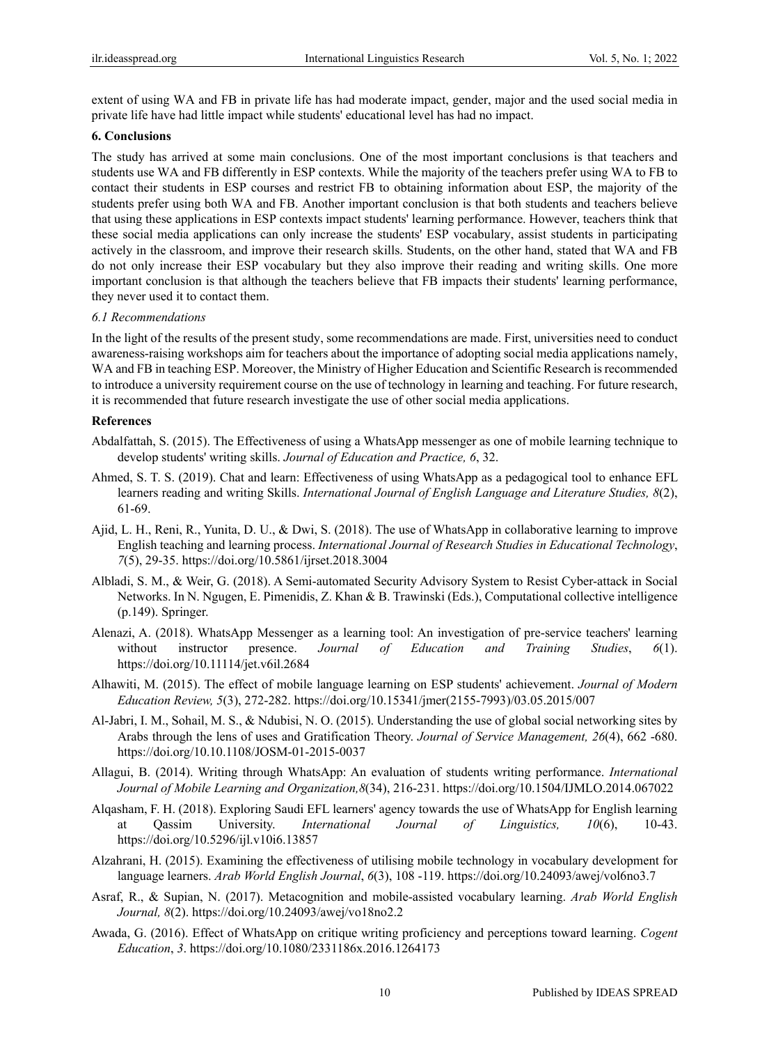extent of using WA and FB in private life has had moderate impact, gender, major and the used social media in private life have had little impact while students' educational level has had no impact.

## 6. Conclusions

The study has arrived at some main conclusions. One of the most important conclusions is that teachers and students use WA and FB differently in ESP contexts. While the majority of the teachers prefer using WA to FB to contact their students in ESP courses and restrict FB to obtaining information about ESP, the majority of the students prefer using both WA and FB. Another important conclusion is that both students and teachers believe that using these applications in ESP contexts impact students' learning performance. However, teachers think that these social media applications can only increase the students' ESP vocabulary, assist students in participating actively in the classroom, and improve their research skills. Students, on the other hand, stated that WA and FB do not only increase their ESP vocabulary but they also improve their reading and writing skills. One more important conclusion is that although the teachers believe that FB impacts their students' learning performance, they never used it to contact them.

### *6.1 Recommendations*

In the light of the results of the present study, some recommendations are made. First, universities need to conduct awareness-raising workshops aim for teachers about the importance of adopting social media applications namely, WA and FB in teaching ESP. Moreover, the Ministry of Higher Education and Scientific Research is recommended to introduce a university requirement course on the use of technology in learning and teaching. For future research, it is recommended that future research investigate the use of other social media applications.

## References

Abdalfattah, S. (2015). The Effectiveness of using a WhatsApp messenger as one of mobile learning technique to develop students' writing skills. *Journal of Education and Practice, 6*, 32.

Ahmed, S. T. S. (2019). Chat and learn: Effectiveness of using WhatsApp as a pedagogical tool to enhance EFL learners reading and writing Skills. *International Journal of English Language and Literature Studies, 8*(2), 61-69.

Ajid, L. H., Reni, R., Yunita, D. U., & Dwi, S. (2018). The use of WhatsApp in collaborative learning to improve English teaching and learning process. *International Journal of Research Studies in Educational Technology*, *7*(5), 29-35. https://doi.org/10.5861/ijrset.2018.3004

Albladi, S. M., & Weir, G. (2018). A Semi-automated Security Advisory System to Resist Cyber-attack in Social Networks. In N. Ngugen, E. Pimenidis, Z. Khan & B. Trawinski (Eds.), Computational collective intelligence (p.149). Springer.

Alenazi, A. (2018). WhatsApp Messenger as a learning tool: An investigation of pre-service teachers' learning without instructor presence. *Journal of Education and Training Studies*, *6*(1). https://doi.org/10.11114/jet.v6il.2684

Alhawiti, M. (2015). The effect of mobile language learning on ESP students' achievement. *Journal of Modern Education Review, 5*(3), 272-282. https://doi.org/10.15341/jmer(2155-7993)/03.05.2015/007

Al-Jabri, I. M., Sohail, M. S., & Ndubisi, N. O. (2015). Understanding the use of global social networking sites by Arabs through the lens of uses and Gratification Theory. *Journal of Service Management, 26*(4), 662 -680. https://doi.org/10.10.1108/JOSM-01-2015-0037

Allagui, B. (2014). Writing through WhatsApp: An evaluation of students writing performance. *International Journal of Mobile Learning and Organization,8*(34), 216-231. https://doi.org/10.1504/IJMLO.2014.067022

Alqasham, F. H. (2018). Exploring Saudi EFL learners' agency towards the use of WhatsApp for English learning at Qassim University. *International Journal of Linguistics, 10*(6), 10-43. https://doi.org/10.5296/ijl.v10i6.13857

Alzahrani, H. (2015). Examining the effectiveness of utilising mobile technology in vocabulary development for language learners. *Arab World English Journal*, *6*(3), 108 -119. https://doi.org/10.24093/awej/vol6no3.7

Asraf, R., & Supian, N. (2017). Metacognition and mobile-assisted vocabulary learning. *Arab World English Journal, 8*(2). https://doi.org/10.24093/awej/vo18no2.2

Awada, G. (2016). Effect of WhatsApp on critique writing proficiency and perceptions toward learning. *Cogent Education*, *3*. https://doi.org/10.1080/2331186x.2016.1264173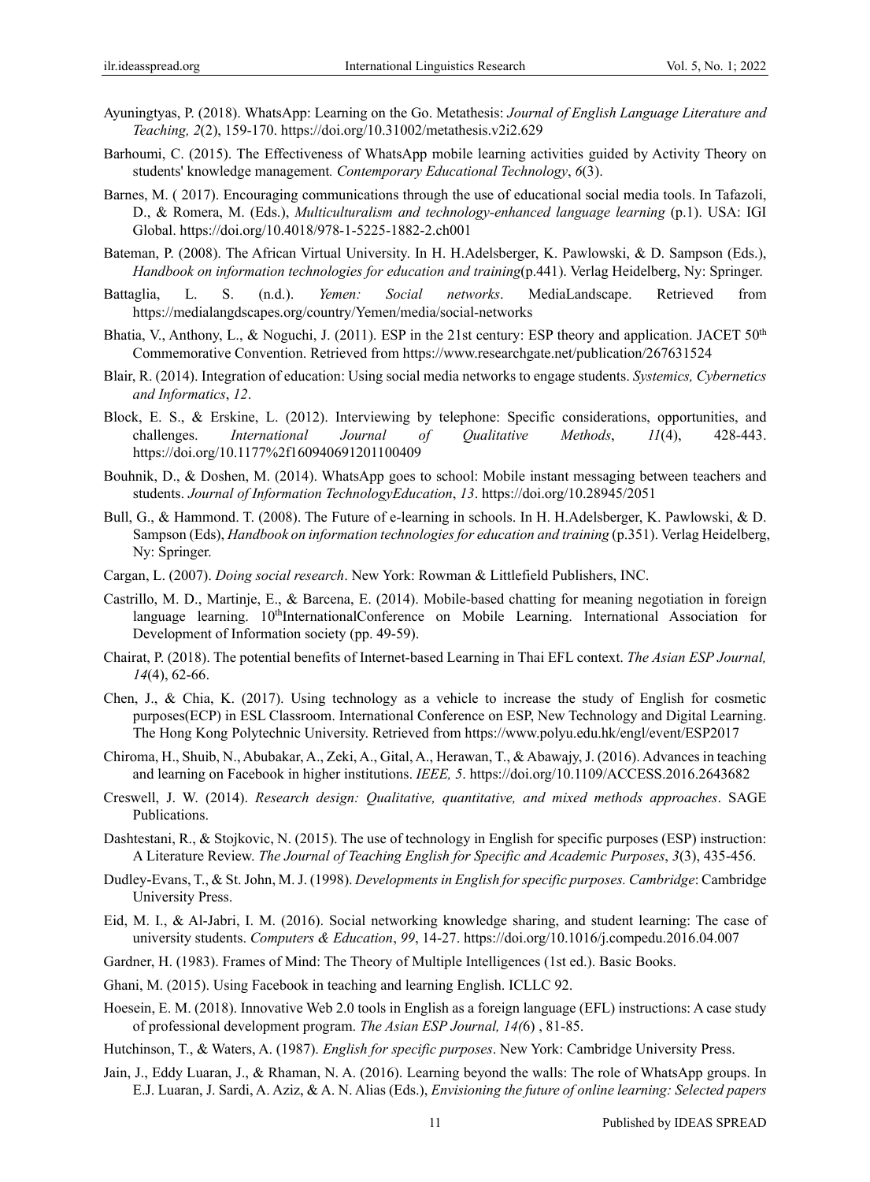Ayuningtyas, P. (2018). WhatsApp: Learning on the Go. Metathesis: *Journal of English Language Literature and Teaching, 2*(2), 159-170. https://doi.org/10.31002/metathesis.v2i2.629

Barhoumi, C. (2015). The Effectiveness of WhatsApp mobile learning activities guided by Activity Theory on students' knowledge management. *Contemporary Educational Technology*, *6*(3).

Barnes, M. ( 2017). Encouraging communications through the use of educational social media tools. In Tafazoli, D., & Romera, M. (Eds.), *Multiculturalism and technology-enhanced language learning* (p.1). USA: IGI Global. https://doi.org/10.4018/978-1-5225-1882-2.ch001

Bateman, P. (2008). The African Virtual University. In H. H.Adelsberger, K. Pawlowski, & D. Sampson (Eds.), *Handbook on information technologies for education and training*(p.441). Verlag Heidelberg, Ny: Springer.

Battaglia, L. S. (n.d.). *Yemen: Social networks*. MediaLandscape. Retrieved from https://medialangdscapes.org/country/Yemen/media/social-networks

Bhatia, V., Anthony, L., & Noguchi, J. (2011). ESP in the 21st century: ESP theory and application. JACET 50th Commemorative Convention. Retrieved from https://www.researchgate.net/publication/267631524

Blair, R. (2014). Integration of education: Using social media networks to engage students. *Systemics, Cybernetics and Informatics*, *12*.

Block, E. S., & Erskine, L. (2012). Interviewing by telephone: Specific considerations, opportunities, and challenges. *International Journal of Qualitative Methods*, *11*(4), 428-443. https://doi.org/10.1177%2f160940691201100409

Bouhnik, D., & Doshen, M. (2014). WhatsApp goes to school: Mobile instant messaging between teachers and students. *Journal of Information TechnologyEducation*, *13*. https://doi.org/10.28945/2051

Bull, G., & Hammond. T. (2008). The Future of e-learning in schools. In H. H.Adelsberger, K. Pawlowski, & D. Sampson (Eds), *Handbook on information technologies for education and training* (p.351). Verlag Heidelberg, Ny: Springer.

Cargan, L. (2007). *Doing social research*. New York: Rowman & Littlefield Publishers, INC.

Castrillo, M. D., Martinje, E., & Barcena, E. (2014). Mobile-based chatting for meaning negotiation in foreign language learning. 10thInternationalConference on Mobile Learning. International Association for Development of Information society (pp. 49-59).

Chairat, P. (2018). The potential benefits of Internet-based Learning in Thai EFL context. *The Asian ESP Journal, 14*(4), 62-66.

Chen, J., & Chia, K. (2017). Using technology as a vehicle to increase the study of English for cosmetic purposes(ECP) in ESL Classroom. International Conference on ESP, New Technology and Digital Learning. The Hong Kong Polytechnic University. Retrieved from https://www.polyu.edu.hk/engl/event/ESP2017

Chiroma, H., Shuib, N., Abubakar, A., Zeki, A., Gital, A., Herawan, T., & Abawajy, J. (2016). Advances in teaching and learning on Facebook in higher institutions. *IEEE, 5*. https://doi.org/10.1109/ACCESS.2016.2643682

Creswell, J. W. (2014). *Research design: Qualitative, quantitative, and mixed methods approaches*. SAGE Publications.

Dashtestani, R., & Stojkovic, N. (2015). The use of technology in English for specific purposes (ESP) instruction: A Literature Review. *The Journal of Teaching English for Specific and Academic Purposes*, *3*(3), 435-456.

Dudley-Evans, T., & St. John, M. J. (1998). *Developments in English for specific purposes. Cambridge*: Cambridge University Press.

Eid, M. I., & Al-Jabri, I. M. (2016). Social networking knowledge sharing, and student learning: The case of university students. *Computers & Education*, *99*, 14-27. https://doi.org/10.1016/j.compedu.2016.04.007

Gardner, H. (1983). Frames of Mind: The Theory of Multiple Intelligences (1st ed.). Basic Books.

Ghani, M. (2015). Using Facebook in teaching and learning English. ICLLC 92.

Hoesein, E. M. (2018). Innovative Web 2.0 tools in English as a foreign language (EFL) instructions: A case study of professional development program. *The Asian ESP Journal, 14(*6) , 81-85.

Hutchinson, T., & Waters, A. (1987). *English for specific purposes*. New York: Cambridge University Press.

Jain, J., Eddy Luaran, J., & Rhaman, N. A. (2016). Learning beyond the walls: The role of WhatsApp groups. In E.J. Luaran, J. Sardi, A. Aziz, & A. N. Alias (Eds.), *Envisioning the future of online learning: Selected papers*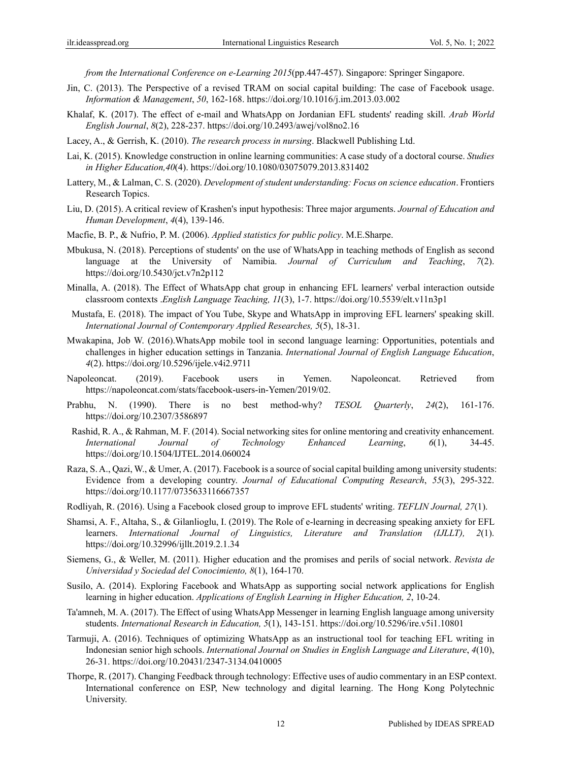*from the International Conference on e-Learning 2015*(pp.447-457). Singapore: Springer Singapore.

Jin, C. (2013). The Perspective of a revised TRAM on social capital building: The case of Facebook usage. *Information & Management*, *50*, 162-168. https://doi.org/10.1016/j.im.2013.03.002

Khalaf, K. (2017). The effect of e-mail and WhatsApp on Jordanian EFL students' reading skill. *Arab World English Journal*, *8*(2), 228-237. https://doi.org/10.2493/awej/vol8no2.16

Lacey, A., & Gerrish, K. (2010). *The research process in nursing*. Blackwell Publishing Ltd.

Lai, K. (2015). Knowledge construction in online learning communities: A case study of a doctoral course. *Studies in Higher Education,40*(4). https://doi.org/10.1080/03075079.2013.831402

Lattery, M., & Lalman, C. S. (2020). *Development of student understanding: Focus on science education*. Frontiers Research Topics.

Liu, D. (2015). A critical review of Krashen's input hypothesis: Three major arguments. *Journal of Education and Human Development*, *4*(4), 139-146.

Macfie, B. P., & Nufrio, P. M. (2006). *Applied statistics for public policy*. M.E.Sharpe.

Mbukusa, N. (2018). Perceptions of students' on the use of WhatsApp in teaching methods of English as second language at the University of Namibia. *Journal of Curriculum and Teaching*, *7*(2). https://doi.org/10.5430/jct.v7n2p112

Minalla, A. (2018). The Effect of WhatsApp chat group in enhancing EFL learners' verbal interaction outside classroom contexts .*English Language Teaching, 11*(3), 1-7. https://doi.org/10.5539/elt.v11n3p1

Mustafa, E. (2018). The impact of You Tube, Skype and WhatsApp in improving EFL learners' speaking skill. *International Journal of Contemporary Applied Researches, 5*(5), 18-31.

Mwakapina, Job W. (2016).WhatsApp mobile tool in second language learning: Opportunities, potentials and challenges in higher education settings in Tanzania. *International Journal of English Language Education*, *4*(2). https://doi.org/10.5296/ijele.v4i2.9711

Napoleoncat. (2019). Facebook users in Yemen. Napoleoncat. Retrieved from https://napoleoncat.com/stats/facebook-users-in-Yemen/2019/02.

Prabhu, N. (1990). There is no best method-why? *TESOL Quarterly*, *24*(2), 161-176. https://doi.org/10.2307/3586897

Rashid, R. A., & Rahman, M. F. (2014). Social networking sites for online mentoring and creativity enhancement. *International Journal of Technology Enhanced Learning*, *6*(1), 34-45. https://doi.org/10.1504/IJTEL.2014.060024

Raza, S. A., Qazi, W., & Umer, A. (2017). Facebook is a source of social capital building among university students: Evidence from a developing country. *Journal of Educational Computing Research*, *55*(3), 295-322. https://doi.org/10.1177/0735633116667357

Rodliyah, R. (2016). Using a Facebook closed group to improve EFL students' writing. *TEFLIN Journal, 27*(1).

Shamsi, A. F., Altaha, S., & Gilanlioglu, I. (2019). The Role of e-learning in decreasing speaking anxiety for EFL learners. *International Journal of Linguistics, Literature and Translation (IJLLT), 2*(1). https://doi.org/10.32996/ijllt.2019.2.1.34

Siemens, G., & Weller, M. (2011). Higher education and the promises and perils of social network. *Revista de Universidad y Sociedad del Conocimiento, 8*(1), 164-170.

Susilo, A. (2014). Exploring Facebook and WhatsApp as supporting social network applications for English learning in higher education. *Applications of English Learning in Higher Education, 2*, 10-24.

Ta'amneh, M. A. (2017). The Effect of using WhatsApp Messenger in learning English language among university students. *International Research in Education, 5*(1), 143-151. https://doi.org/10.5296/ire.v5i1.10801

Tarmuji, A. (2016). Techniques of optimizing WhatsApp as an instructional tool for teaching EFL writing in Indonesian senior high schools. *International Journal on Studies in English Language and Literature*, *4*(10), 26-31. https://doi.org/10.20431/2347-3134.0410005

Thorpe, R. (2017). Changing Feedback through technology: Effective uses of audio commentary in an ESP context. International conference on ESP, New technology and digital learning. The Hong Kong Polytechnic University.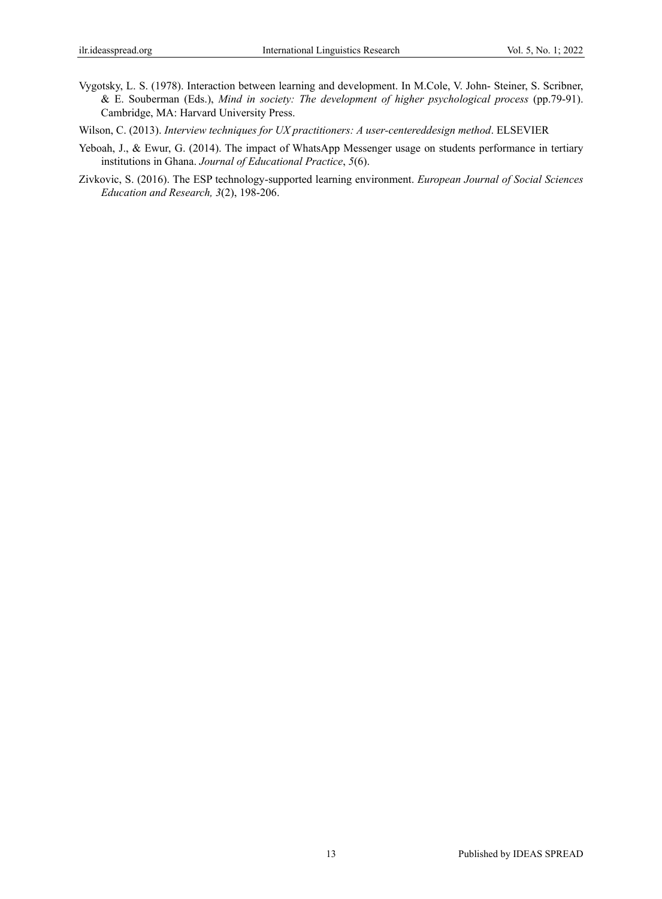Vygotsky, L. S. (1978). Interaction between learning and development. In M.Cole, V. John- Steiner, S. Scribner, & E. Souberman (Eds.), *Mind in society: The development of higher psychological process* (pp.79-91). Cambridge, MA: Harvard University Press.

Wilson, C. (2013). *Interview techniques for UX practitioners: A user-centereddesign method*. ELSEVIER

Yeboah, J., & Ewur, G. (2014). The impact of WhatsApp Messenger usage on students performance in tertiary institutions in Ghana. *Journal of Educational Practice*, *5*(6).

Zivkovic, S. (2016). The ESP technology-supported learning environment. *European Journal of Social Sciences Education and Research, 3*(2), 198-206.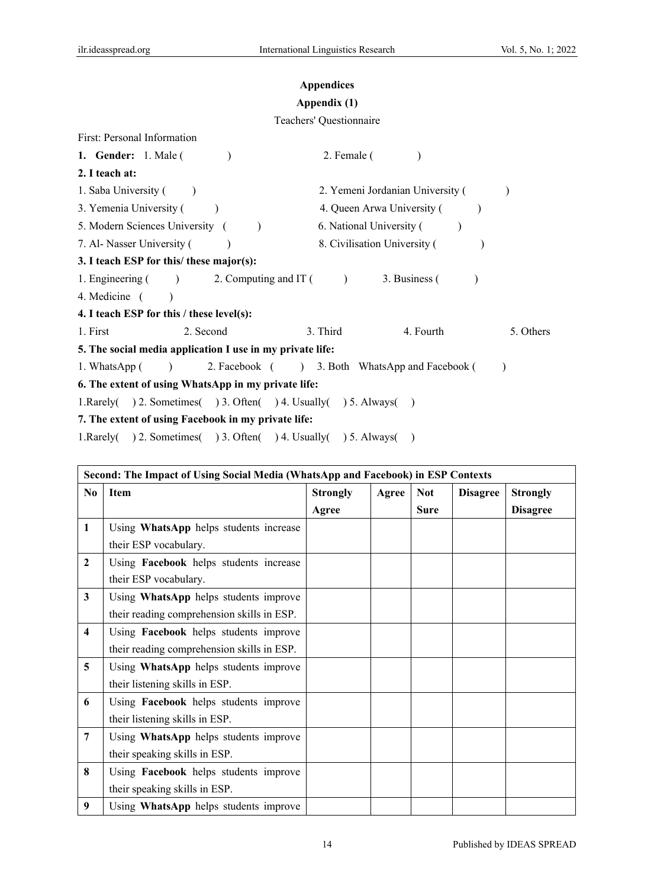## Appendices

### Appendix (1)

Teachers' Questionnaire

First: Personal Information

**1. Gender:** 1. Male ( ) 2. Female ( )

**2. I teach at:**

1. Saba University ( ) 2. Yemeni Jordanian University ( )
3. Yemenia University ( ) 4. Queen Arwa University ( )
5. Modern Sciences University ( ) 6. National University ( )
7. Al- Nasser University ( ) 8. Civilisation University ( )

**3. I teach ESP for this/ these major(s):**

1. Engineering ( ) 2. Computing and IT ( ) 3. Business ( )
4. Medicine ( )

**4. I teach ESP for this / these level(s):**

1. First 2. Second 3. Third 4. Fourth 5. Others

**5. The social media application I use in my private life:**

1. WhatsApp ( ) 2. Facebook ( ) 3. Both WhatsApp and Facebook ( )

**6. The extent of using WhatsApp in my private life:**

1.Rarely( ) 2. Sometimes( ) 3. Often( ) 4. Usually( ) 5. Always( )

**7. The extent of using Facebook in my private life:**

1.Rarely( ) 2. Sometimes( ) 3. Often( ) 4. Usually( ) 5. Always( )

| **Second: The Impact of Using Social Media (WhatsApp and Facebook) in ESP Contexts** | | | | | | |
|---|---|---|---|---|---|---|
| **No** | **Item** | **Strongly Agree** | **Agree** | **Not Sure** | **Disagree** | **Strongly Disagree** |
| **1** | Using **WhatsApp** helps students increase their ESP vocabulary. | | | | | |
| **2** | Using **Facebook** helps students increase their ESP vocabulary. | | | | | |
| **3** | Using **WhatsApp** helps students improve their reading comprehension skills in ESP. | | | | | |
| **4** | Using **Facebook** helps students improve their reading comprehension skills in ESP. | | | | | |
| **5** | Using **WhatsApp** helps students improve their listening skills in ESP. | | | | | |
| **6** | Using **Facebook** helps students improve their listening skills in ESP. | | | | | |
| **7** | Using **WhatsApp** helps students improve their speaking skills in ESP. | | | | | |
| **8** | Using **Facebook** helps students improve their speaking skills in ESP. | | | | | |
| **9** | Using **WhatsApp** helps students improve | | | | | |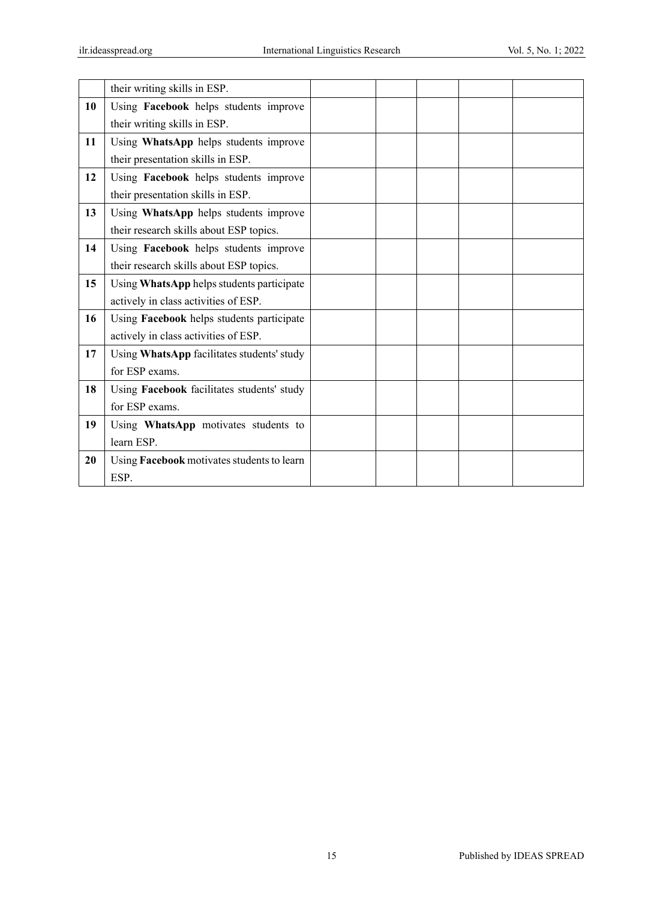| | | | | | | |
|---|---|---|---|---|---|---|
| | their writing skills in ESP. | | | | | |
| **10** | Using **Facebook** helps students improve their writing skills in ESP. | | | | | |
| **11** | Using **WhatsApp** helps students improve their presentation skills in ESP. | | | | | |
| **12** | Using **Facebook** helps students improve their presentation skills in ESP. | | | | | |
| **13** | Using **WhatsApp** helps students improve their research skills about ESP topics. | | | | | |
| **14** | Using **Facebook** helps students improve their research skills about ESP topics. | | | | | |
| **15** | Using **WhatsApp** helps students participate actively in class activities of ESP. | | | | | |
| **16** | Using **Facebook** helps students participate actively in class activities of ESP. | | | | | |
| **17** | Using **WhatsApp** facilitates students' study for ESP exams. | | | | | |
| **18** | Using **Facebook** facilitates students' study for ESP exams. | | | | | |
| **19** | Using **WhatsApp** motivates students to learn ESP. | | | | | |
| **20** | Using **Facebook** motivates students to learn ESP. | | | | | |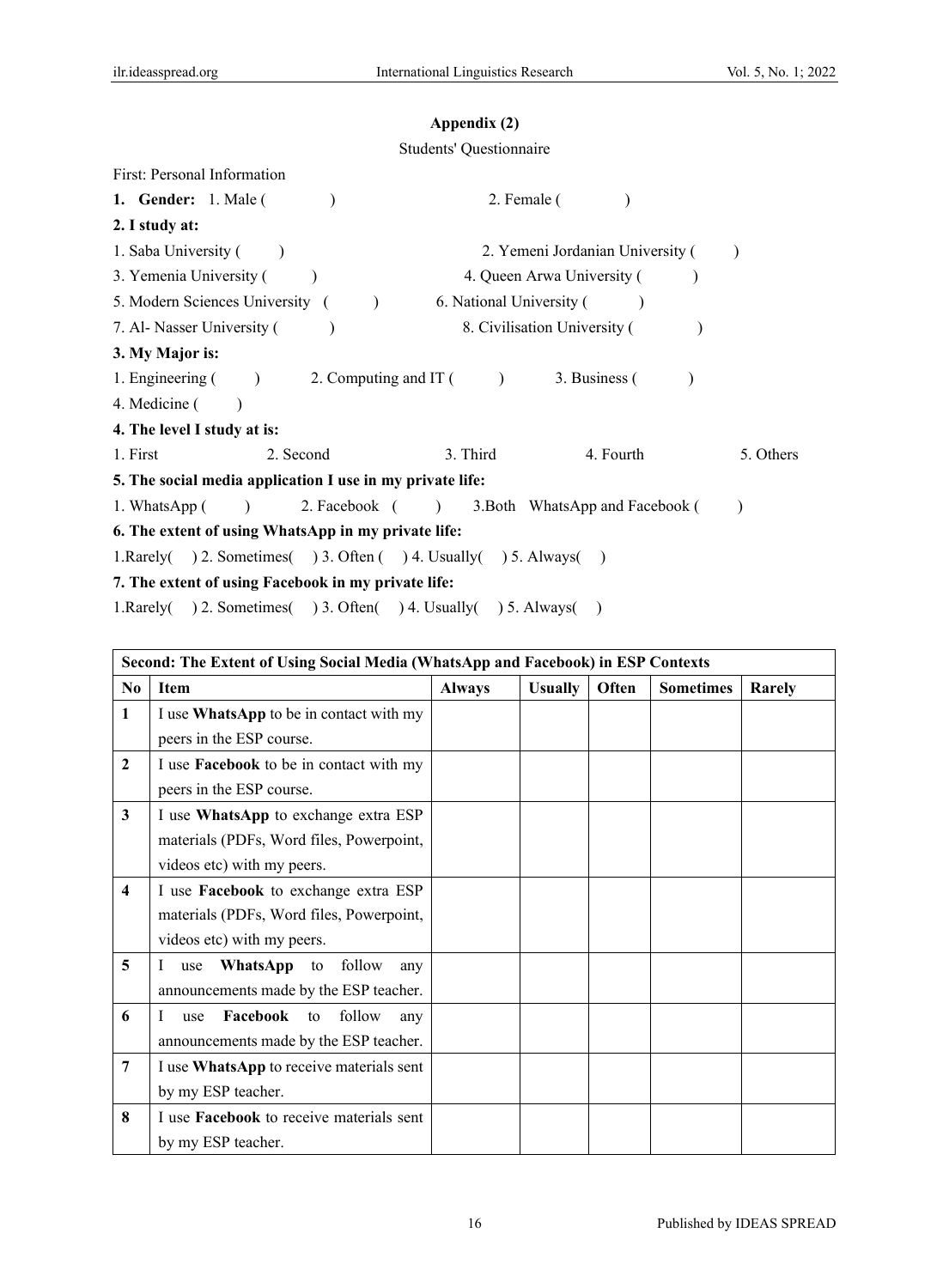## Appendix (2)

Students' Questionnaire

First: Personal Information

**1. Gender:** 1. Male ( ) 2. Female ( )

**2. I study at:**

1. Saba University ( ) 2. Yemeni Jordanian University ( )
3. Yemenia University ( ) 4. Queen Arwa University ( )
5. Modern Sciences University ( ) 6. National University ( )
7. Al- Nasser University ( ) 8. Civilisation University ( )

**3. My Major is:**

1. Engineering ( ) 2. Computing and IT ( ) 3. Business ( )
4. Medicine ( )

**4. The level I study at is:**

1. First 2. Second 3. Third 4. Fourth 5. Others

**5. The social media application I use in my private life:**

1. WhatsApp ( ) 2. Facebook ( ) 3.Both WhatsApp and Facebook ( )

**6. The extent of using WhatsApp in my private life:**

1.Rarely( ) 2. Sometimes( ) 3. Often ( ) 4. Usually( ) 5. Always( )

**7. The extent of using Facebook in my private life:**

1.Rarely( ) 2. Sometimes( ) 3. Often( ) 4. Usually( ) 5. Always( )

| **Second: The Extent of Using Social Media (WhatsApp and Facebook) in ESP Contexts** | | | | | | |
|---|---|---|---|---|---|---|
| **No** | **Item** | **Always** | **Usually** | **Often** | **Sometimes** | **Rarely** |
| **1** | I use **WhatsApp** to be in contact with my peers in the ESP course. | | | | | |
| **2** | I use **Facebook** to be in contact with my peers in the ESP course. | | | | | |
| **3** | I use **WhatsApp** to exchange extra ESP materials (PDFs, Word files, Powerpoint, videos etc) with my peers. | | | | | |
| **4** | I use **Facebook** to exchange extra ESP materials (PDFs, Word files, Powerpoint, videos etc) with my peers. | | | | | |
| **5** | I use **WhatsApp** to follow any announcements made by the ESP teacher. | | | | | |
| **6** | I use **Facebook** to follow any announcements made by the ESP teacher. | | | | | |
| **7** | I use **WhatsApp** to receive materials sent by my ESP teacher. | | | | | |
| **8** | I use **Facebook** to receive materials sent by my ESP teacher. | | | | | |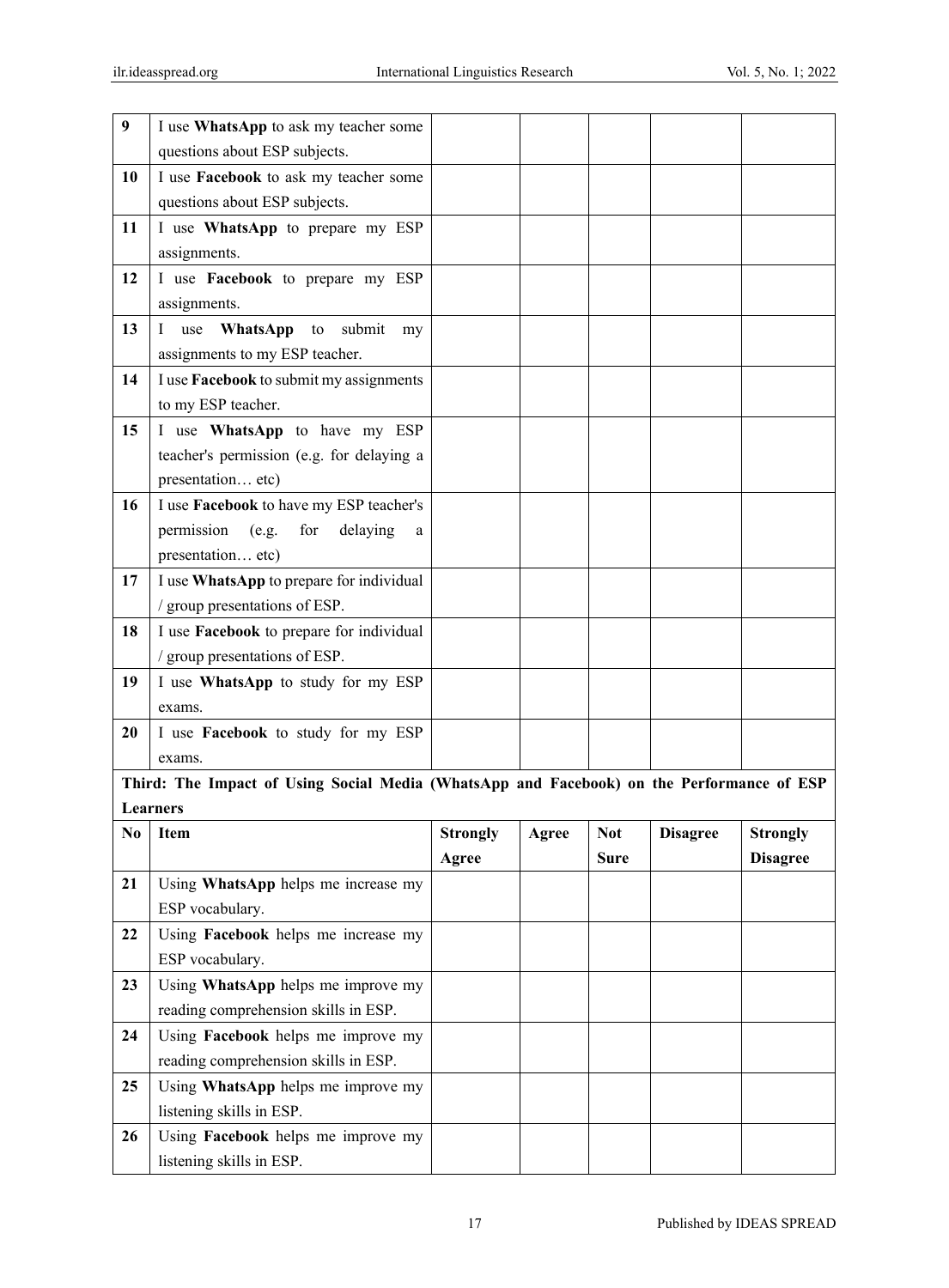| 9 | I use **WhatsApp** to ask my teacher some questions about ESP subjects. | | | | | |
|---|---|---|---|---|---|---|
| 10 | I use **Facebook** to ask my teacher some questions about ESP subjects. | | | | | |
| 11 | I use **WhatsApp** to prepare my ESP assignments. | | | | | |
| 12 | I use **Facebook** to prepare my ESP assignments. | | | | | |
| 13 | I use **WhatsApp** to submit my assignments to my ESP teacher. | | | | | |
| 14 | I use **Facebook** to submit my assignments to my ESP teacher. | | | | | |
| 15 | I use **WhatsApp** to have my ESP teacher's permission (e.g. for delaying a presentation… etc) | | | | | |
| 16 | I use **Facebook** to have my ESP teacher's permission (e.g. for delaying a presentation… etc) | | | | | |
| 17 | I use **WhatsApp** to prepare for individual / group presentations of ESP. | | | | | |
| 18 | I use **Facebook** to prepare for individual / group presentations of ESP. | | | | | |
| 19 | I use **WhatsApp** to study for my ESP exams. | | | | | |
| 20 | I use **Facebook** to study for my ESP exams. | | | | | |

**Third: The Impact of Using Social Media (WhatsApp and Facebook) on the Performance of ESP Learners**

| No | Item | Strongly Agree | Agree | Not Sure | Disagree | Strongly Disagree |
|---|---|---|---|---|---|---|
| 21 | Using **WhatsApp** helps me increase my ESP vocabulary. | | | | | |
| 22 | Using **Facebook** helps me increase my ESP vocabulary. | | | | | |
| 23 | Using **WhatsApp** helps me improve my reading comprehension skills in ESP. | | | | | |
| 24 | Using **Facebook** helps me improve my reading comprehension skills in ESP. | | | | | |
| 25 | Using **WhatsApp** helps me improve my listening skills in ESP. | | | | | |
| 26 | Using **Facebook** helps me improve my listening skills in ESP. | | | | | |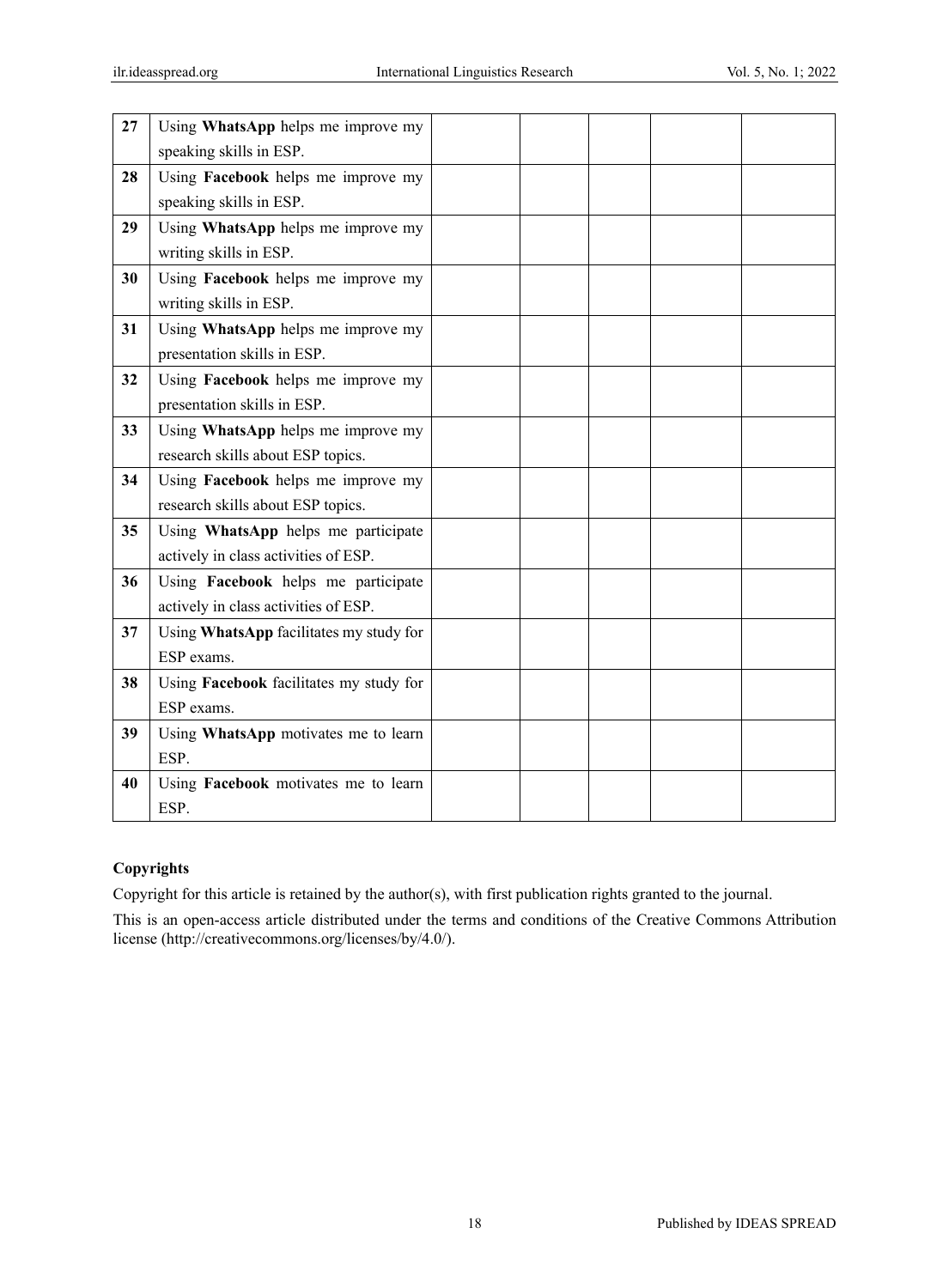| | | | | | | |
|---|---|---|---|---|---|---|
| **27** | Using **WhatsApp** helps me improve my speaking skills in ESP. | | | | | |
| **28** | Using **Facebook** helps me improve my speaking skills in ESP. | | | | | |
| **29** | Using **WhatsApp** helps me improve my writing skills in ESP. | | | | | |
| **30** | Using **Facebook** helps me improve my writing skills in ESP. | | | | | |
| **31** | Using **WhatsApp** helps me improve my presentation skills in ESP. | | | | | |
| **32** | Using **Facebook** helps me improve my presentation skills in ESP. | | | | | |
| **33** | Using **WhatsApp** helps me improve my research skills about ESP topics. | | | | | |
| **34** | Using **Facebook** helps me improve my research skills about ESP topics. | | | | | |
| **35** | Using **WhatsApp** helps me participate actively in class activities of ESP. | | | | | |
| **36** | Using **Facebook** helps me participate actively in class activities of ESP. | | | | | |
| **37** | Using **WhatsApp** facilitates my study for ESP exams. | | | | | |
| **38** | Using **Facebook** facilitates my study for ESP exams. | | | | | |
| **39** | Using **WhatsApp** motivates me to learn ESP. | | | | | |
| **40** | Using **Facebook** motivates me to learn ESP. | | | | | |

**Copyrights**

Copyright for this article is retained by the author(s), with first publication rights granted to the journal.

This is an open-access article distributed under the terms and conditions of the Creative Commons Attribution license (http://creativecommons.org/licenses/by/4.0/).